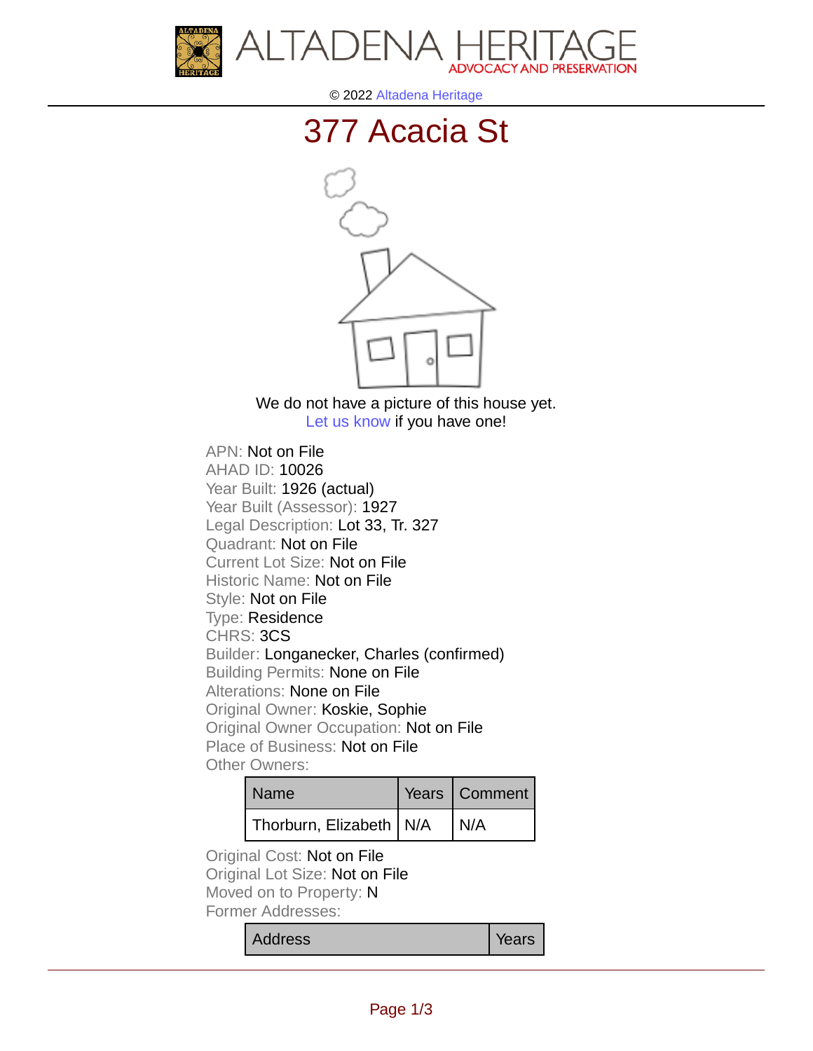© 2022 Altadena Heritage

# 377 Acacia St

We do not have a picture of this house yet.
Let us know if you have one!

APN: Not on File
AHAD ID: 10026
Year Built: 1926 (actual)
Year Built (Assessor): 1927
Legal Description: Lot 33, Tr. 327
Quadrant: Not on File
Current Lot Size: Not on File
Historic Name: Not on File
Style: Not on File
Type: Residence
CHRS: 3CS
Builder: Longanecker, Charles (confirmed)
Building Permits: None on File
Alterations: None on File
Original Owner: Koskie, Sophie
Original Owner Occupation: Not on File
Place of Business: Not on File
Other Owners:

| Name | Years | Comment |
|---|---|---|
| Thorburn, Elizabeth | N/A | N/A |

Original Cost: Not on File
Original Lot Size: Not on File
Moved on to Property: N
Former Addresses:

| Address | Years |
|---|---|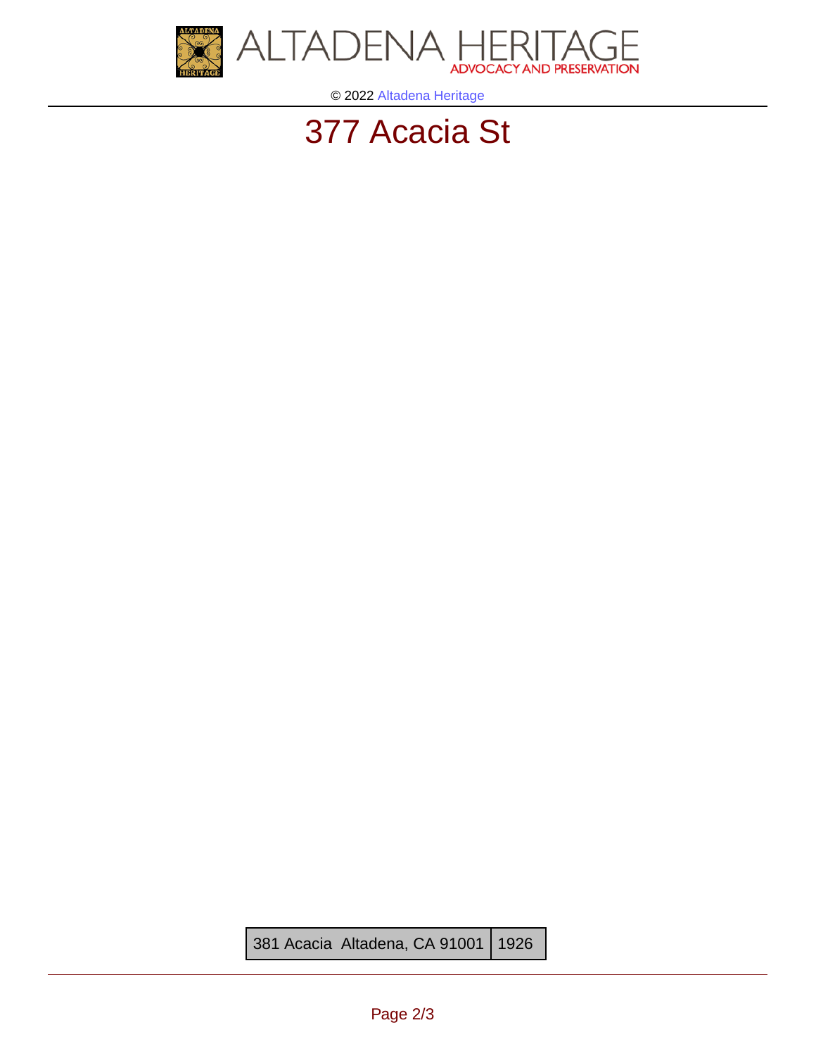# 377 Acacia St

| 381 Acacia Altadena, CA 91001 | 1926 |
|---|---|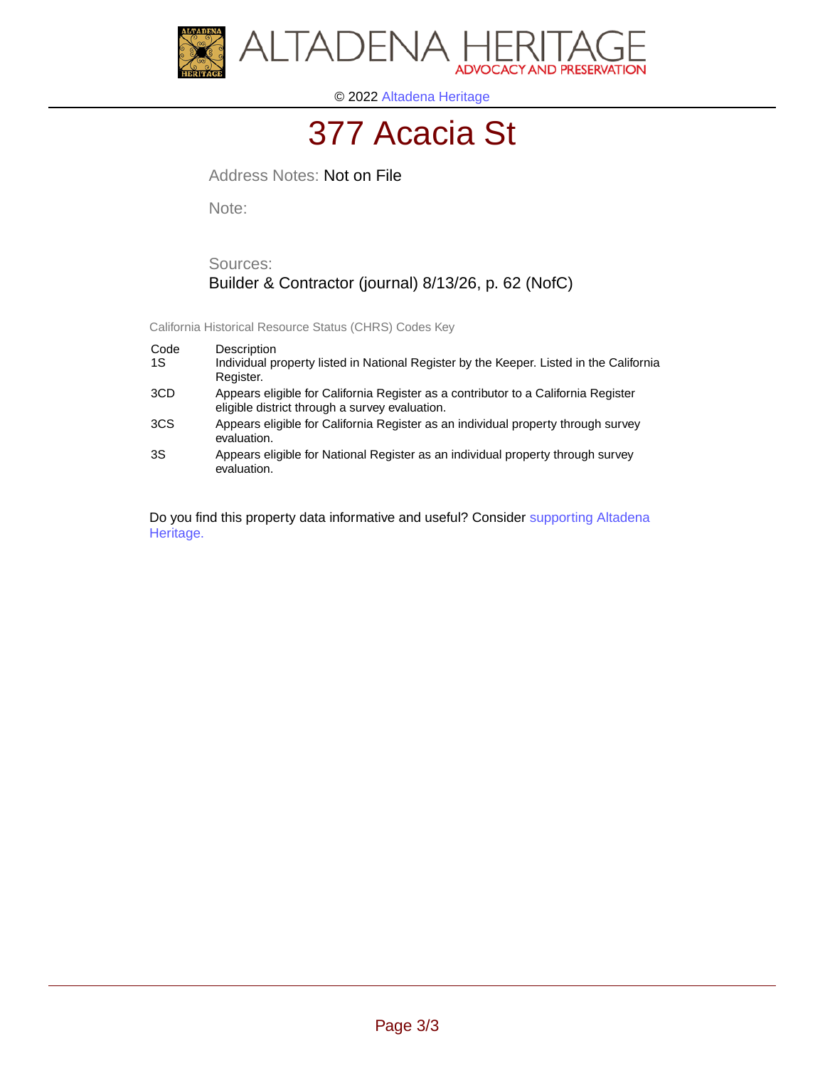ALTADENA HERITAGE
ADVOCACY AND PRESERVATION

© 2022 Altadena Heritage

# 377 Acacia St

Address Notes: Not on File

Note:

Sources:
Builder & Contractor (journal) 8/13/26, p. 62 (NofC)

California Historical Resource Status (CHRS) Codes Key

| Code | Description |
|---|---|
| 1S | Individual property listed in National Register by the Keeper. Listed in the California Register. |
| 3CD | Appears eligible for California Register as a contributor to a California Register eligible district through a survey evaluation. |
| 3CS | Appears eligible for California Register as an individual property through survey evaluation. |
| 3S | Appears eligible for National Register as an individual property through survey evaluation. |

Do you find this property data informative and useful? Consider supporting Altadena Heritage.